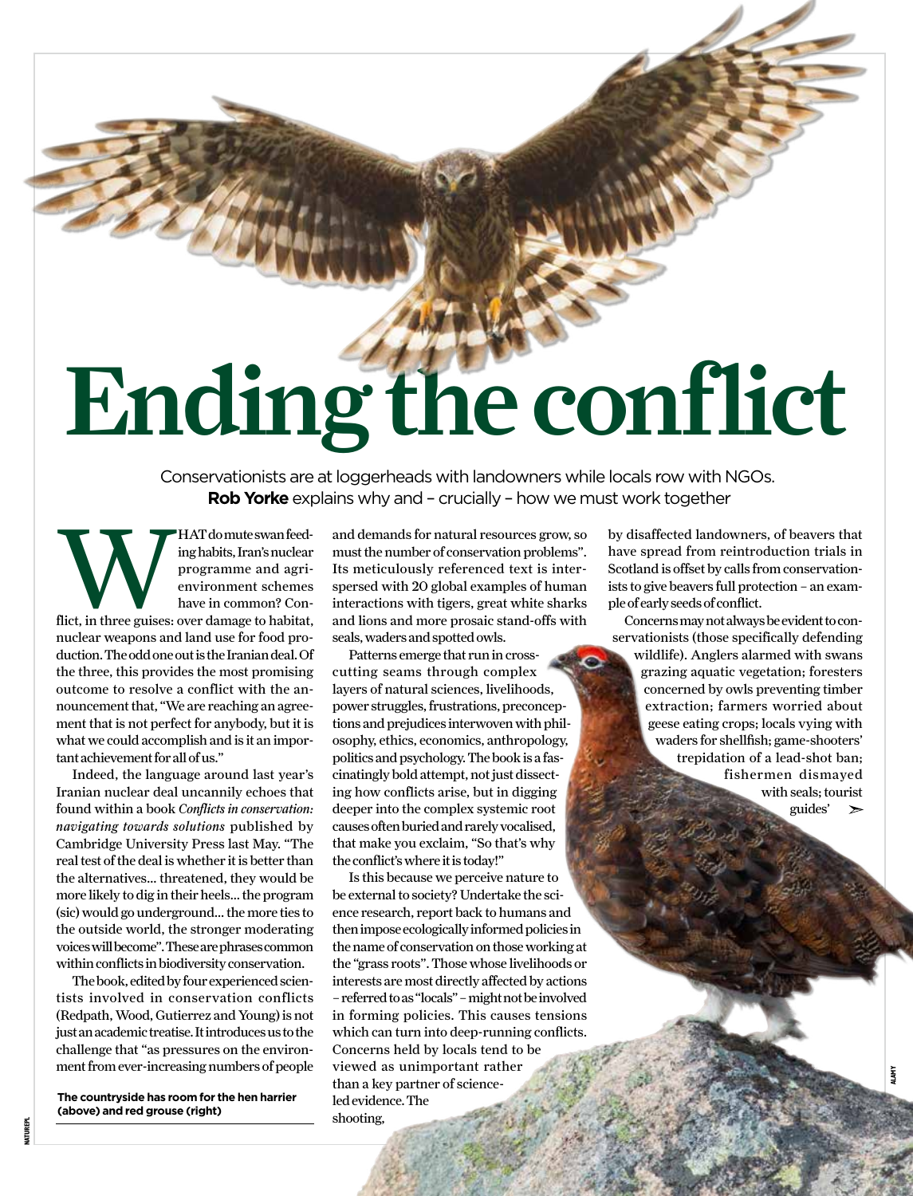# Ending the conflict

Conservationists are at loggerheads with landowners while locals row with NGOs. **Rob Yorke** explains why and – crucially – how we must work together

WHAT do mute swan feeding habits, Iran's nuclear programme and agri-environment schemes have in common? Conflict, in three guises: over damage to habitat, nuclear weapons and land use for food production. The odd one out is the Iranian deal. Of the three, this provides the most promising outcome to resolve a conflict with the announcement that, "We are reaching an agreement that is not perfect for anybody, but it is what we could accomplish and is it an important achievement for all of us."

Indeed, the language around last year's Iranian nuclear deal uncannily echoes that found within a book *Conflicts in conservation: navigating towards solutions* published by Cambridge University Press last May. "The real test of the deal is whether it is better than the alternatives... threatened, they would be more likely to dig in their heels... the program (sic) would go underground... the more ties to the outside world, the stronger moderating voices will become". These are phrases common within conflicts in biodiversity conservation.

The book, edited by four experienced scientists involved in conservation conflicts (Redpath, Wood, Gutierrez and Young) is not just an academic treatise. It introduces us to the challenge that "as pressures on the environment from ever-increasing numbers of people and demands for natural resources grow, so must the number of conservation problems". Its meticulously referenced text is interspersed with 20 global examples of human interactions with tigers, great white sharks and lions and more prosaic stand-offs with seals, waders and spotted owls.

Patterns emerge that run in cross-cutting seams through complex layers of natural sciences, livelihoods, power struggles, frustrations, preconceptions and prejudices interwoven with philosophy, ethics, economics, anthropology, politics and psychology. The book is a fascinatingly bold attempt, not just dissecting how conflicts arise, but in digging deeper into the complex systemic root causes often buried and rarely vocalised, that make you exclaim, "So that's why the conflict's where it is today!"

Is this because we perceive nature to be external to society? Undertake the science research, report back to humans and then impose ecologically informed policies in the name of conservation on those working at the "grass roots". Those whose livelihoods or interests are most directly affected by actions – referred to as "locals" – might not be involved in forming policies. This causes tensions which can turn into deep-running conflicts. Concerns held by locals tend to be viewed as unimportant rather than a key partner of science-led evidence. The shooting, by disaffected landowners, of beavers that have spread from reintroduction trials in Scotland is offset by calls from conservationists to give beavers full protection – an example of early seeds of conflict.

Concerns may not always be evident to conservationists (those specifically defending wildlife). Anglers alarmed with swans grazing aquatic vegetation; foresters concerned by owls preventing timber extraction; farmers worried about geese eating crops; locals vying with waders for shellfish; game-shooters' trepidation of a lead-shot ban; fishermen dismayed with seals; tourist guides' ➢

The countryside has room for the hen harrier (above) and red grouse (right)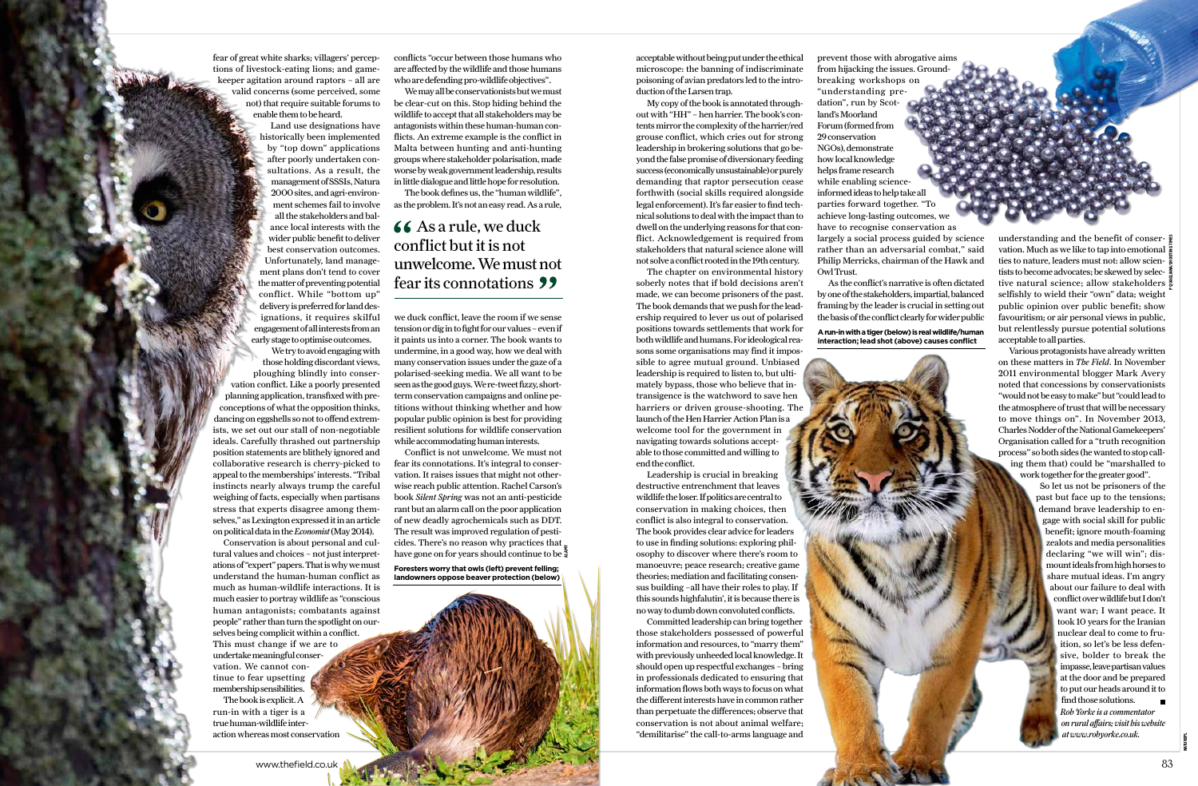fear of great white sharks; villagers' perceptions of livestock-eating lions; and gamekeeper agitation around raptors – all are valid concerns (some perceived, some not) that require suitable forums to enable them to be heard.

Land use designations have historically been implemented by "top down" applications after poorly undertaken consultations. As a result, the management of SSSIs, Natura 2000 sites, and agri-environment schemes fail to involve all the stakeholders and balance local interests with the wider public benefit to deliver best conservation outcomes. Unfortunately, land management plans don't tend to cover the matter of preventing potential conflict. While "bottom up" delivery is preferred for land designations, it requires skilful engagement of all interests from an early stage to optimise outcomes.

We try to avoid engaging with those holding discordant views, ploughing blindly into conservation conflict. Like a poorly presented planning application, transfixed with preconceptions of what the opposition thinks, dancing on eggshells so not to offend extremists, we set out our stall of non-negotiable ideals. Carefully thrashed out partnership position statements are blithely ignored and collaborative research is cherry-picked to appeal to the memberships' interests. "Tribal instincts nearly always trump the careful weighing of facts, especially when partisans stress that experts disagree among themselves," as Lexington expressed it in an article on political data in the *Economist* (May 2014).

Conservation is about personal and cultural values and choices – not just interpretations of "expert" papers. That is why we must understand the human-human conflict as much as human-wildlife interactions. It is much easier to portray wildlife as "conscious human antagonists; combatants against people" rather than turn the spotlight on ourselves being complicit within a conflict. This must change if we are to undertake meaningful conservation. We cannot continue to fear upsetting membership sensibilities.

The book is explicit. A run-in with a tiger is a true human-wildlife interaction whereas most conservation conflicts "occur between those humans who are affected by the wildlife and those humans who are defending pro-wildlife objectives".

We may all be conservationists but we must be clear-cut on this. Stop hiding behind the wildlife to accept that all stakeholders may be antagonists within these human-human conflicts. An extreme example is the conflict in Malta between hunting and anti-hunting groups where stakeholder polarisation, made worse by weak government leadership, results in little dialogue and little hope for resolution.

The book defines us, the "human wildlife", as the problem. It's not an easy read. As a rule, we duck conflict, leave the room if we sense tension or dig in to fight for our values – even if it paints us into a corner. The book wants to undermine, in a good way, how we deal with many conservation issues under the gaze of a polarised-seeking media. We all want to be seen as the good guys. We re-tweet fizzy, short-term conservation campaigns and online petitions without thinking whether and how popular public opinion is best for providing resilient solutions for wildlife conservation while accommodating human interests.

> "As a rule, we duck conflict but it is not unwelcome. We must not fear its connotations"

Conflict is not unwelcome. We must not fear its connotations. It's integral to conservation. It raises issues that might not otherwise reach public attention. Rachel Carson's book *Silent Spring* was not an anti-pesticide rant but an alarm call on the poor application of new deadly agrochemicals such as DDT. The result was improved regulation of pesticides. There's no reason why practices that have gone on for years should continue to be acceptable without being put under the ethical microscope; the banning of indiscriminate poisoning of avian predators led to the introduction of the Larsen trap.

My copy of the book is annotated throughout with "HH" – hen harrier. The book's contents mirror the complexity of the harrier/red grouse conflict, which cries out for strong leadership in brokering solutions that go beyond the false promise of diversionary feeding success (economically unsustainable) or purely demanding that raptor persecution cease forthwith (social skills required alongside legal enforcement). It's far easier to find technical solutions to deal with the impact than to dwell on the underlying reasons for that conflict. Acknowledgement is required from stakeholders that natural science alone will not solve a conflict rooted in the 19th century.

The chapter on environmental history soberly notes that if bold decisions aren't made, we can become prisoners of the past. The book demands that we push for the leadership required to lever us out of polarised positions towards settlements that work for both wildlife and humans. For ideological reasons some organisations may find it impossible to agree mutual ground. Unbiased leadership is required to listen to, but ultimately bypass, those who believe that intransigence is the watchword to save hen harriers or driven grouse-shooting. The launch of the Hen Harrier Action Plan is a welcome tool for the government in navigating towards solutions acceptable to those committed and willing to end the conflict.

Leadership is crucial in breaking destructive entrenchment that leaves wildlife the loser. If politics are central to conservation in making choices, then conflict is also integral to conservation. The book provides clear advice for leaders to use in finding solutions: exploring philosophy to discover where there's room to manoeuvre; peace research; creative game theories; mediation and facilitating consensus building – all have their roles to play. If this sounds highfalutin', it is because there is no way to dumb down convoluted conflicts.

Committed leadership can bring together those stakeholders possessed of powerful information and resources, to "marry them" with previously unheeded local knowledge. It should open up respectful exchanges – bring in professionals dedicated to ensuring that information flows both ways to focus on what the different interests have in common rather than perpetuate the differences; observe that conservation is not about animal welfare; "demilitarise" the call-to-arms language and prevent those with abrogative aims from hijacking the issues. Ground-breaking workshops on "understanding predation", run by Scotland's Moorland Forum (formed from 29 conservation NGOs), demonstrate how local knowledge helps frame research while enabling science-informed ideas to help take all parties forward together. "To achieve long-lasting outcomes, we have to recognise conservation as largely a social process guided by science rather than an adversarial combat," said Philip Merricks, chairman of the Hawk and Owl Trust.

As the conflict's narrative is often dictated by one of the stakeholders, impartial, balanced framing by the leader is crucial in setting out the basis of the conflict clearly for wider public understanding and the benefit of conservation. Much as we like to tap into emotional ties to nature, leaders must not: allow scientists to become advocates; be skewed by selective natural science; allow stakeholders selfishly to wield their "own" data; weight public opinion over public benefit; show favouritism; or air personal views in public, but relentlessly pursue potential solutions acceptable to all parties.

Various protagonists have already written on these matters in *The Field*. In November 2011 environmental blogger Mark Avery noted that concessions by conservationists "would not be easy to make" but "could lead to the atmosphere of trust that will be necessary to move things on". In November 2013, Charles Nodder of the National Gamekeepers' Organisation called for a "truth recognition process" so both sides (he wanted to stop calling them that) could be "marshalled to work together for the greater good".

So let us not be prisoners of the past but face up to the tensions; demand brave leadership to engage with social skill for public benefit; ignore mouth-foaming zealots and media personalities declaring "we will win"; dismount ideals from high horses to share mutual ideas. I'm angry about our failure to deal with conflict over wildlife but I don't want war; I want peace. It took 10 years for the Iranian nuclear deal to come to fruition, so let's be less defensive, bolder to break the impasse, leave partisan values at the door and be prepared to put our heads around it to find those solutions. ■

*Rob Yorke is a commentator on rural affairs; visit his website at www.robyorke.co.uk.*

**Foresters worry that owls (left) prevent felling; landowners oppose beaver protection (below)**

**A run-in with a tiger (below) is real wildlife/human interaction; lead shot (above) causes conflict**